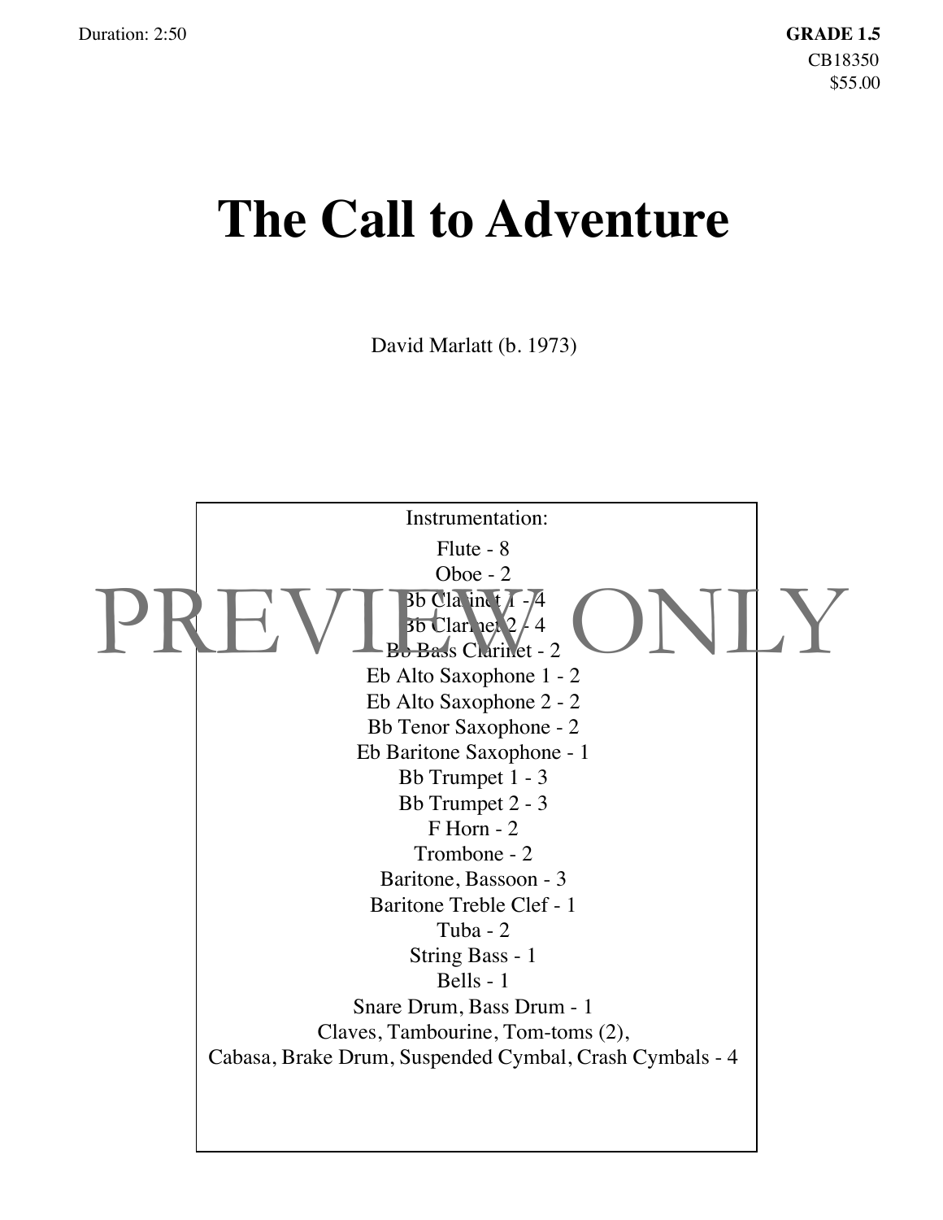Duration: 2:50

**GRADE 1.5**
CB18350
$55.00

# The Call to Adventure

David Marlatt (b. 1973)

Instrumentation:

Flute - 8
Oboe - 2
Bb Clarinet 1 - 4
Bb Clarinet 2 - 4
Bb Bass Clarinet - 2
Eb Alto Saxophone 1 - 2
Eb Alto Saxophone 2 - 2
Bb Tenor Saxophone - 2
Eb Baritone Saxophone - 1
Bb Trumpet 1 - 3
Bb Trumpet 2 - 3
F Horn - 2
Trombone - 2
Baritone, Bassoon - 3
Baritone Treble Clef - 1
Tuba - 2
String Bass - 1
Bells - 1
Snare Drum, Bass Drum - 1
Claves, Tambourine, Tom-toms (2),
Cabasa, Brake Drum, Suspended Cymbal, Crash Cymbals - 4

PREVIEW ONLY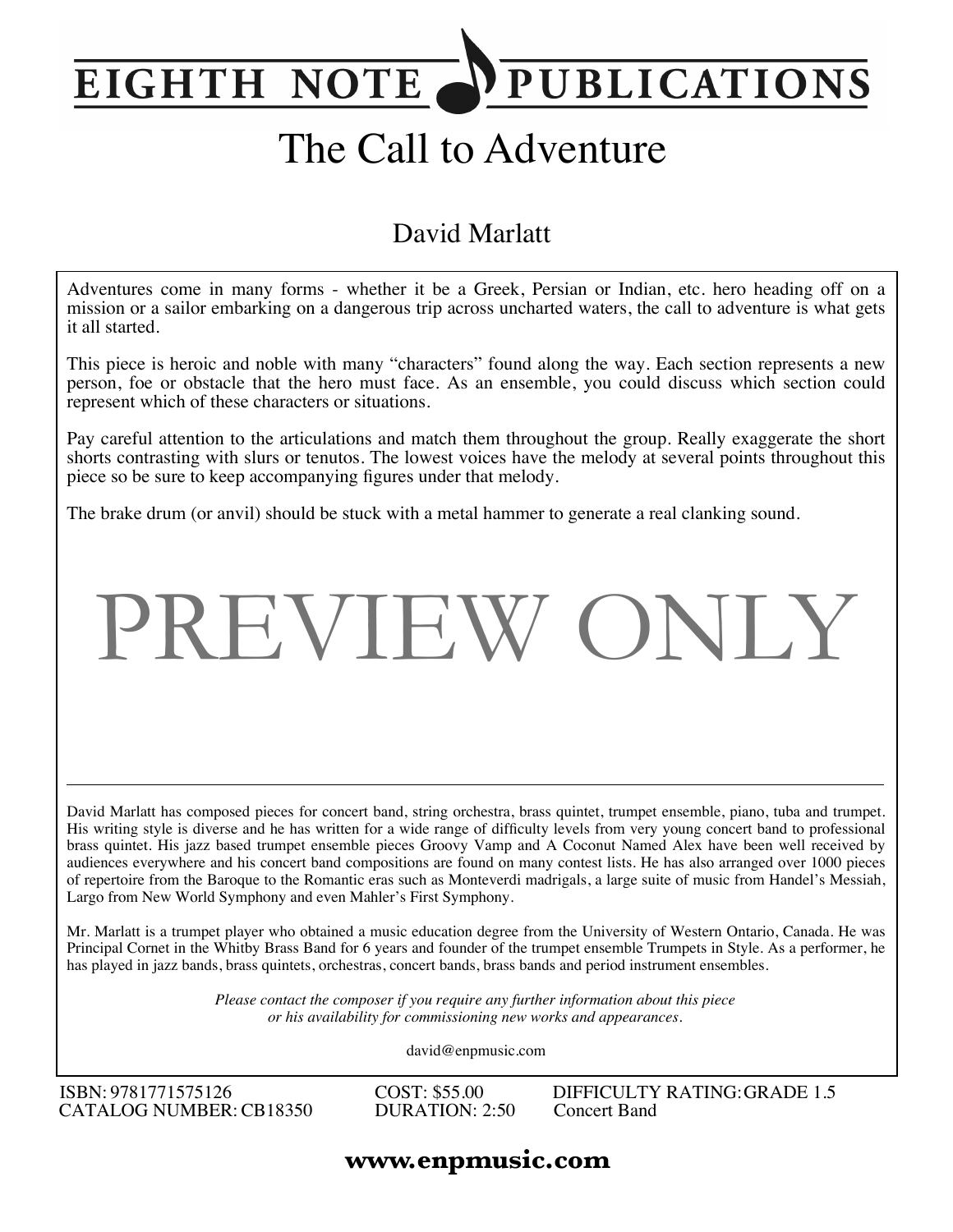EIGHTH NOTE PUBLICATIONS

# The Call to Adventure

David Marlatt

Adventures come in many forms - whether it be a Greek, Persian or Indian, etc. hero heading off on a mission or a sailor embarking on a dangerous trip across uncharted waters, the call to adventure is what gets it all started.

This piece is heroic and noble with many "characters" found along the way. Each section represents a new person, foe or obstacle that the hero must face. As an ensemble, you could discuss which section could represent which of these characters or situations.

Pay careful attention to the articulations and match them throughout the group. Really exaggerate the short shorts contrasting with slurs or tenutos. The lowest voices have the melody at several points throughout this piece so be sure to keep accompanying figures under that melody.

The brake drum (or anvil) should be stuck with a metal hammer to generate a real clanking sound.

PREVIEW ONLY

---

David Marlatt has composed pieces for concert band, string orchestra, brass quintet, trumpet ensemble, piano, tuba and trumpet. His writing style is diverse and he has written for a wide range of difficulty levels from very young concert band to professional brass quintet. His jazz based trumpet ensemble pieces Groovy Vamp and A Coconut Named Alex have been well received by audiences everywhere and his concert band compositions are found on many contest lists. He has also arranged over 1000 pieces of repertoire from the Baroque to the Romantic eras such as Monteverdi madrigals, a large suite of music from Handel's Messiah, Largo from New World Symphony and even Mahler's First Symphony.

Mr. Marlatt is a trumpet player who obtained a music education degree from the University of Western Ontario, Canada. He was Principal Cornet in the Whitby Brass Band for 6 years and founder of the trumpet ensemble Trumpets in Style. As a performer, he has played in jazz bands, brass quintets, orchestras, concert bands, brass bands and period instrument ensembles.

*Please contact the composer if you require any further information about this piece or his availability for commissioning new works and appearances.*

david@enpmusic.com

ISBN: 9781771575126
CATALOG NUMBER: CB18350

COST: $55.00
DURATION: 2:50

DIFFICULTY RATING: GRADE 1.5
Concert Band

**www.enpmusic.com**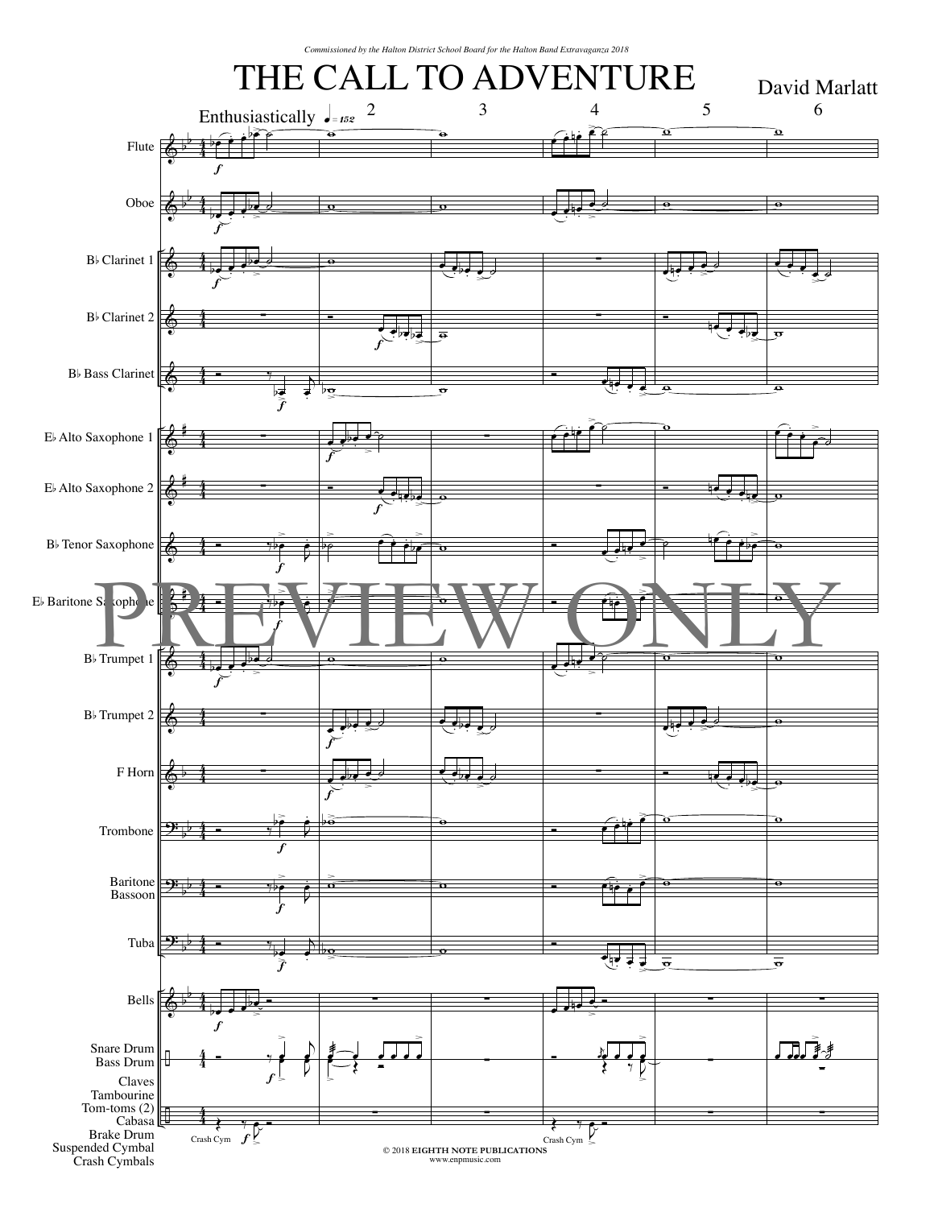*Commissioned by the Halton District School Board for the Halton Band Extravaganza 2018*

# THE CALL TO ADVENTURE

David Marlatt

Enthusiastically ♩= 152

Flute

Oboe

B♭ Clarinet 1

B♭ Clarinet 2

B♭ Bass Clarinet

E♭ Alto Saxophone 1

E♭ Alto Saxophone 2

B♭ Tenor Saxophone

E♭ Baritone Saxophone

B♭ Trumpet 1

B♭ Trumpet 2

F Horn

Trombone

Baritone Bassoon

Tuba

Bells

Snare Drum Bass Drum

Claves Tambourine Tom-toms (2) Cabasa Brake Drum Suspended Cymbal Crash Cymbals

Crash Cym

PREVIEW ONLY

© 2018 **EIGHTH NOTE PUBLICATIONS**
www.enpmusic.com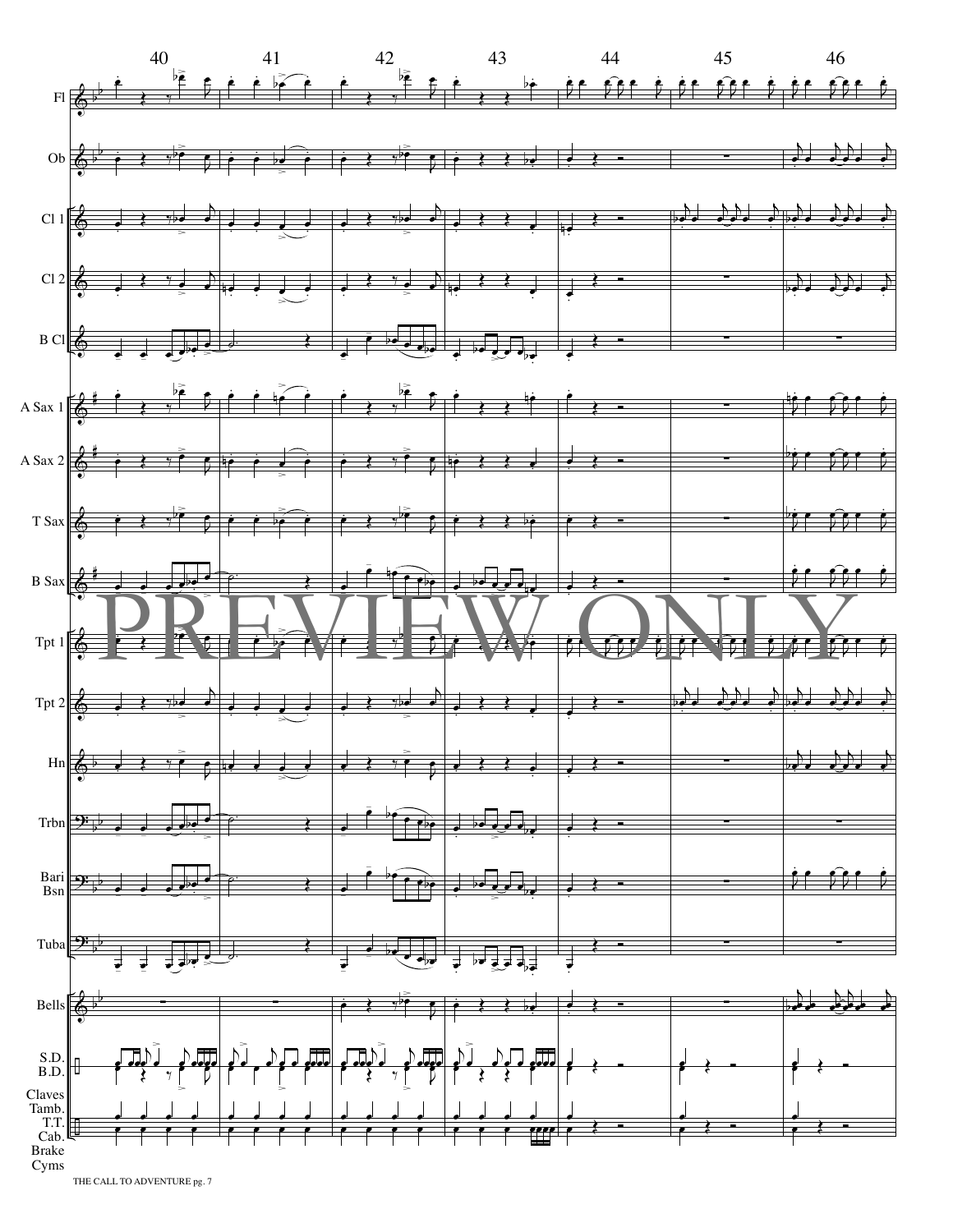40 41 42 43 44 45 46

Fl

Ob

Cl 1

Cl 2

B Cl

A Sax 1

A Sax 2

T Sax

B Sax

PREVIEW ONLY

Tpt 1

Tpt 2

Hn

Trbn

Bari Bsn

Tuba

Bells

S.D. B.D.

Claves Tamb. T.T. Cab. Brake Cyms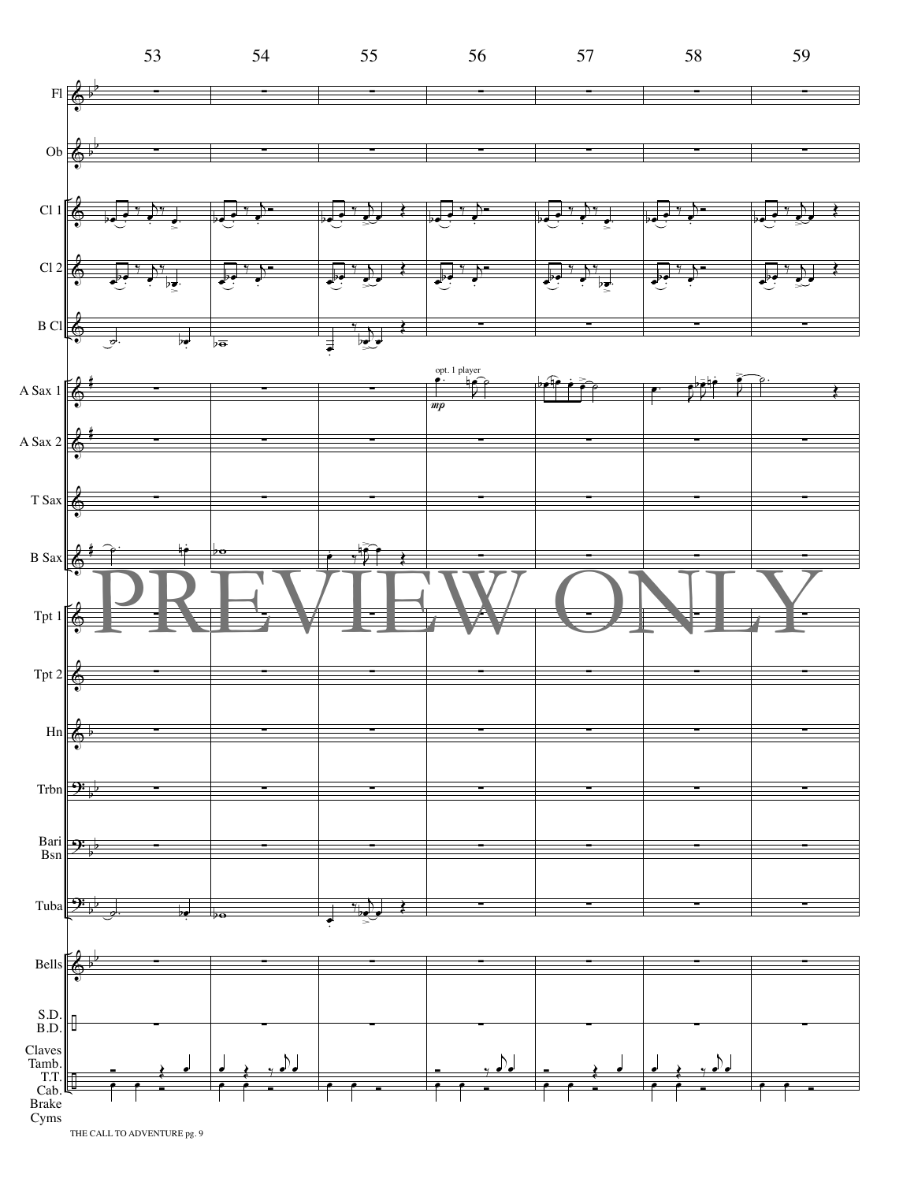53 54 55 56 57 58 59

Fl

Ob

Cl 1

Cl 2

B Cl

A Sax 1

opt. 1 player

*mp*

A Sax 2

T Sax

B Sax

PREVIEW ONLY

Tpt 1

Tpt 2

Hn

Trbn

Bari Bsn

Tuba

Bells

S.D. B.D.

Claves Tamb. T.T. Cab. Brake Cyms

THE CALL TO ADVENTURE pg. 9